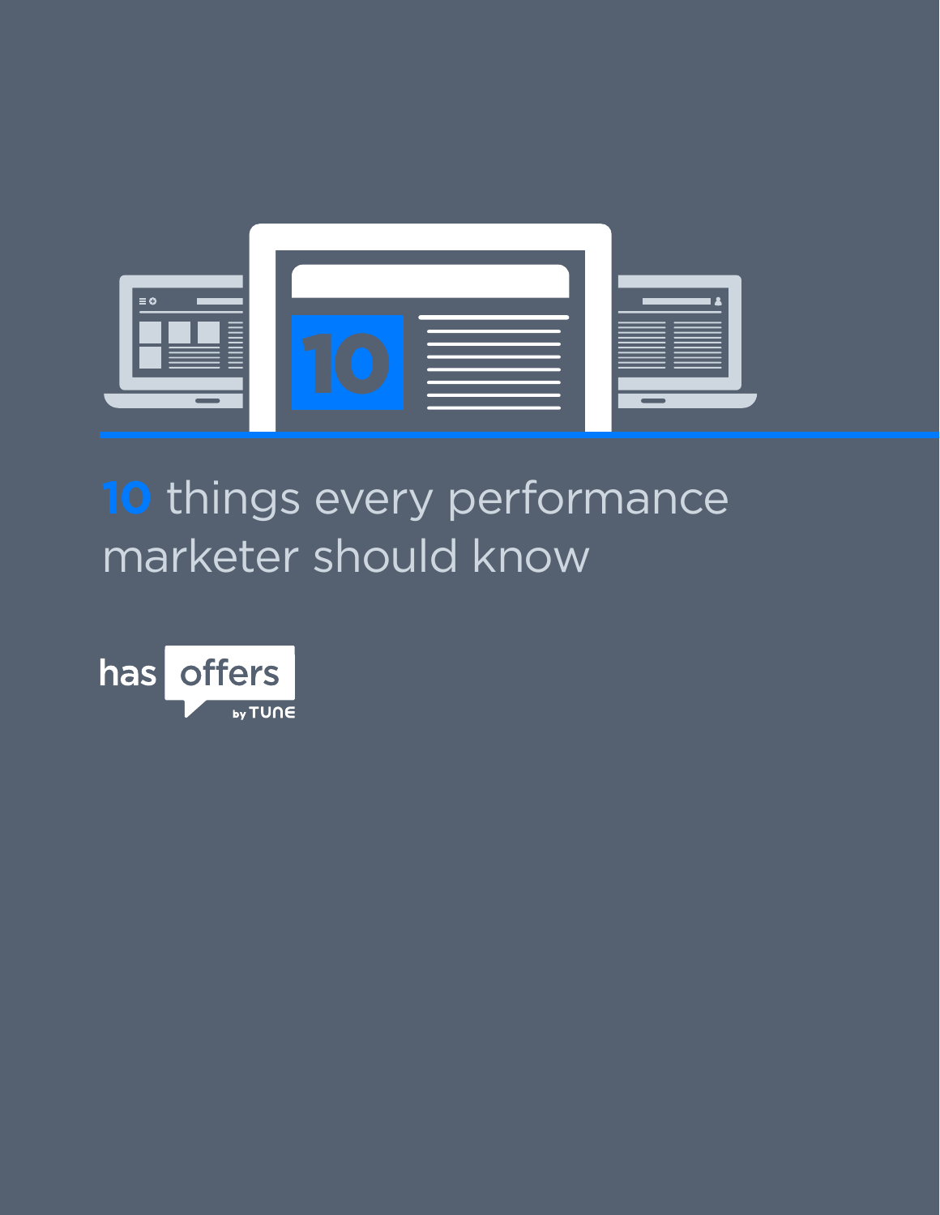# 10 things every performance marketer should know

has offers

by TUNE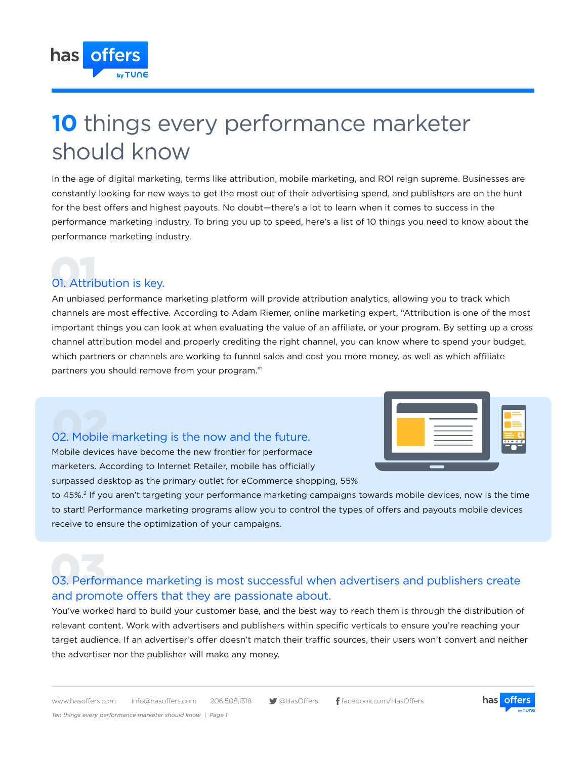# 10 things every performance marketer should know

In the age of digital marketing, terms like attribution, mobile marketing, and ROI reign supreme. Businesses are constantly looking for new ways to get the most out of their advertising spend, and publishers are on the hunt for the best offers and highest payouts. No doubt—there's a lot to learn when it comes to success in the performance marketing industry. To bring you up to speed, here's a list of 10 things you need to know about the performance marketing industry.

## 01. Attribution is key.

An unbiased performance marketing platform will provide attribution analytics, allowing you to track which channels are most effective. According to Adam Riemer, online marketing expert, "Attribution is one of the most important things you can look at when evaluating the value of an affiliate, or your program. By setting up a cross channel attribution model and properly crediting the right channel, you can know where to spend your budget, which partners or channels are working to funnel sales and cost you more money, as well as which affiliate partners you should remove from your program."[1]

## 02. Mobile marketing is the now and the future.

Mobile devices have become the new frontier for performace marketers. According to Internet Retailer, mobile has officially surpassed desktop as the primary outlet for eCommerce shopping, 55% to 45%.[2] If you aren't targeting your performance marketing campaigns towards mobile devices, now is the time to start! Performance marketing programs allow you to control the types of offers and payouts mobile devices receive to ensure the optimization of your campaigns.

## 03. Performance marketing is most successful when advertisers and publishers create and promote offers that they are passionate about.

You've worked hard to build your customer base, and the best way to reach them is through the distribution of relevant content. Work with advertisers and publishers within specific verticals to ensure you're reaching your target audience. If an advertiser's offer doesn't match their traffic sources, their users won't convert and neither the advertiser nor the publisher will make any money.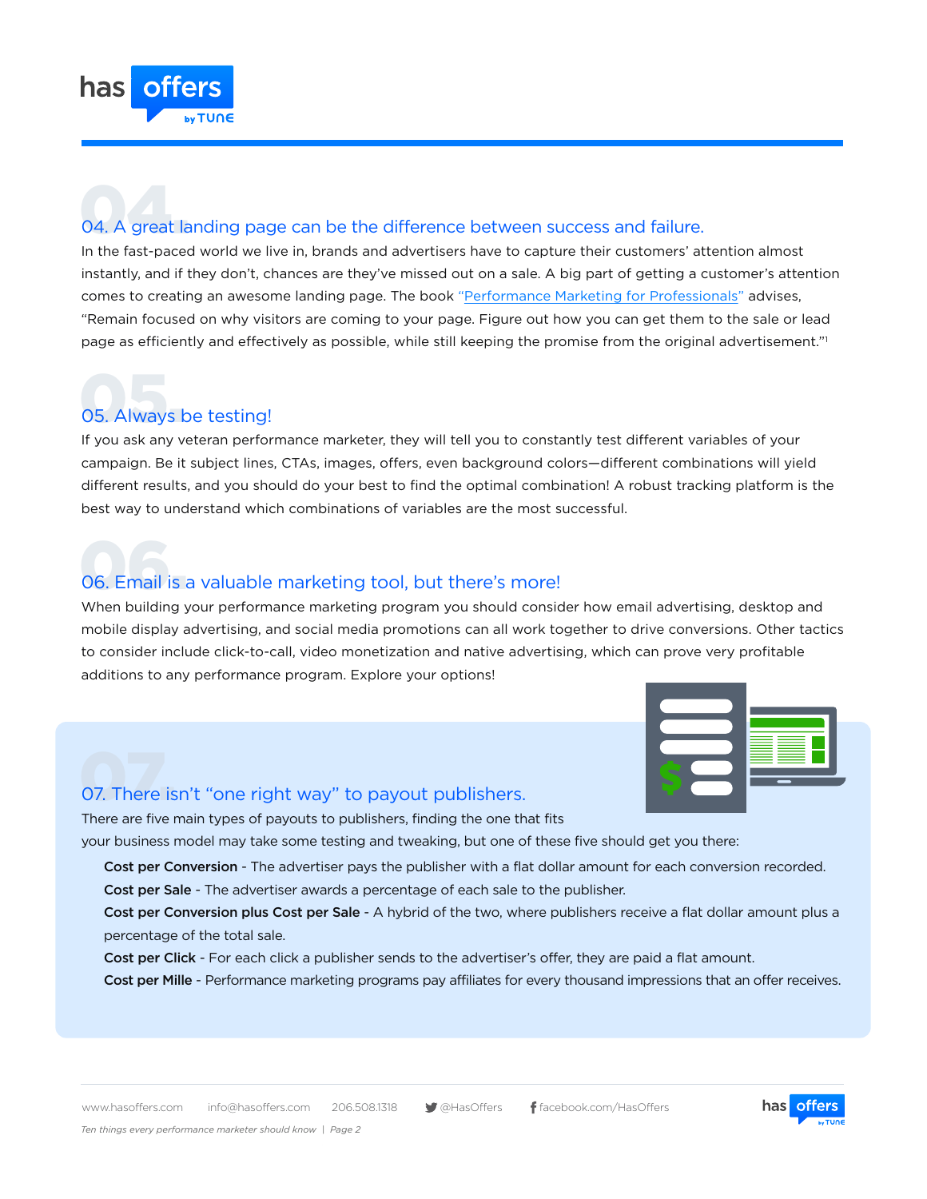## 04. A great landing page can be the difference between success and failure.

In the fast-paced world we live in, brands and advertisers have to capture their customers' attention almost instantly, and if they don't, chances are they've missed out on a sale. A big part of getting a customer's attention comes to creating an awesome landing page. The book "Performance Marketing for Professionals" advises, "Remain focused on why visitors are coming to your page. Figure out how you can get them to the sale or lead page as efficiently and effectively as possible, while still keeping the promise from the original advertisement."[1]

## 05. Always be testing!

If you ask any veteran performance marketer, they will tell you to constantly test different variables of your campaign. Be it subject lines, CTAs, images, offers, even background colors—different combinations will yield different results, and you should do your best to find the optimal combination! A robust tracking platform is the best way to understand which combinations of variables are the most successful.

## 06. Email is a valuable marketing tool, but there's more!

When building your performance marketing program you should consider how email advertising, desktop and mobile display advertising, and social media promotions can all work together to drive conversions. Other tactics to consider include click-to-call, video monetization and native advertising, which can prove very profitable additions to any performance program. Explore your options!

## 07. There isn't "one right way" to payout publishers.

There are five main types of payouts to publishers, finding the one that fits your business model may take some testing and tweaking, but one of these five should get you there:

- **Cost per Conversion** - The advertiser pays the publisher with a flat dollar amount for each conversion recorded.
- **Cost per Sale** - The advertiser awards a percentage of each sale to the publisher.
- **Cost per Conversion plus Cost per Sale** - A hybrid of the two, where publishers receive a flat dollar amount plus a percentage of the total sale.
- **Cost per Click** - For each click a publisher sends to the advertiser's offer, they are paid a flat amount.
- **Cost per Mille** - Performance marketing programs pay affiliates for every thousand impressions that an offer receives.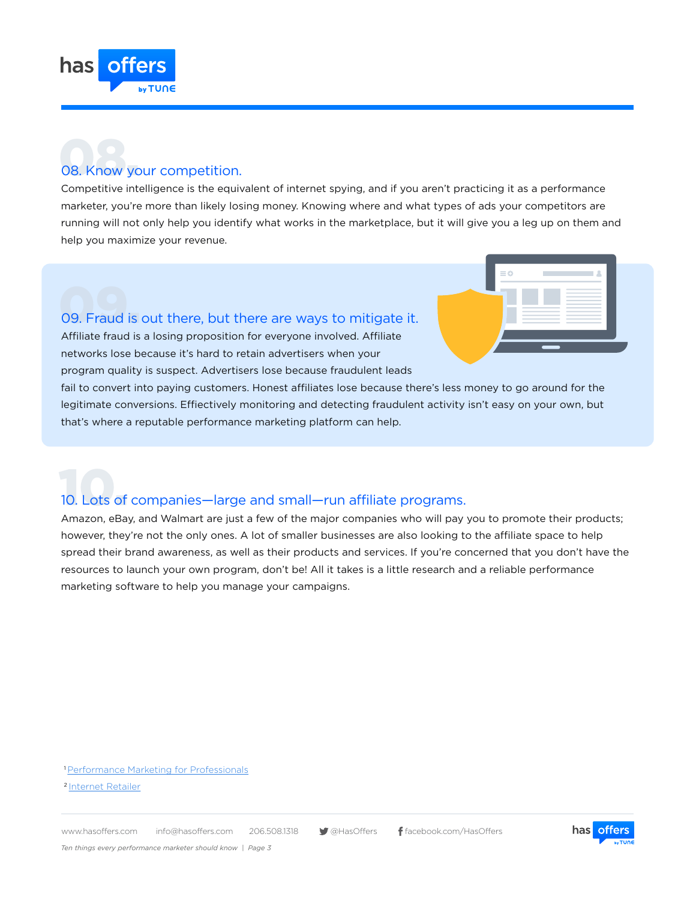## 08. Know your competition.

Competitive intelligence is the equivalent of internet spying, and if you aren't practicing it as a performance marketer, you're more than likely losing money. Knowing where and what types of ads your competitors are running will not only help you identify what works in the marketplace, but it will give you a leg up on them and help you maximize your revenue.

## 09. Fraud is out there, but there are ways to mitigate it.

Affiliate fraud is a losing proposition for everyone involved. Affiliate networks lose because it's hard to retain advertisers when your program quality is suspect. Advertisers lose because fraudulent leads fail to convert into paying customers. Honest affiliates lose because there's less money to go around for the legitimate conversions. Effectively monitoring and detecting fraudulent activity isn't easy on your own, but that's where a reputable performance marketing platform can help.

## 10. Lots of companies—large and small—run affiliate programs.

Amazon, eBay, and Walmart are just a few of the major companies who will pay you to promote their products; however, they're not the only ones. A lot of smaller businesses are also looking to the affiliate space to help spread their brand awareness, as well as their products and services. If you're concerned that you don't have the resources to launch your own program, don't be! All it takes is a little research and a reliable performance marketing software to help you manage your campaigns.

[1] Performance Marketing for Professionals

[2] Internet Retailer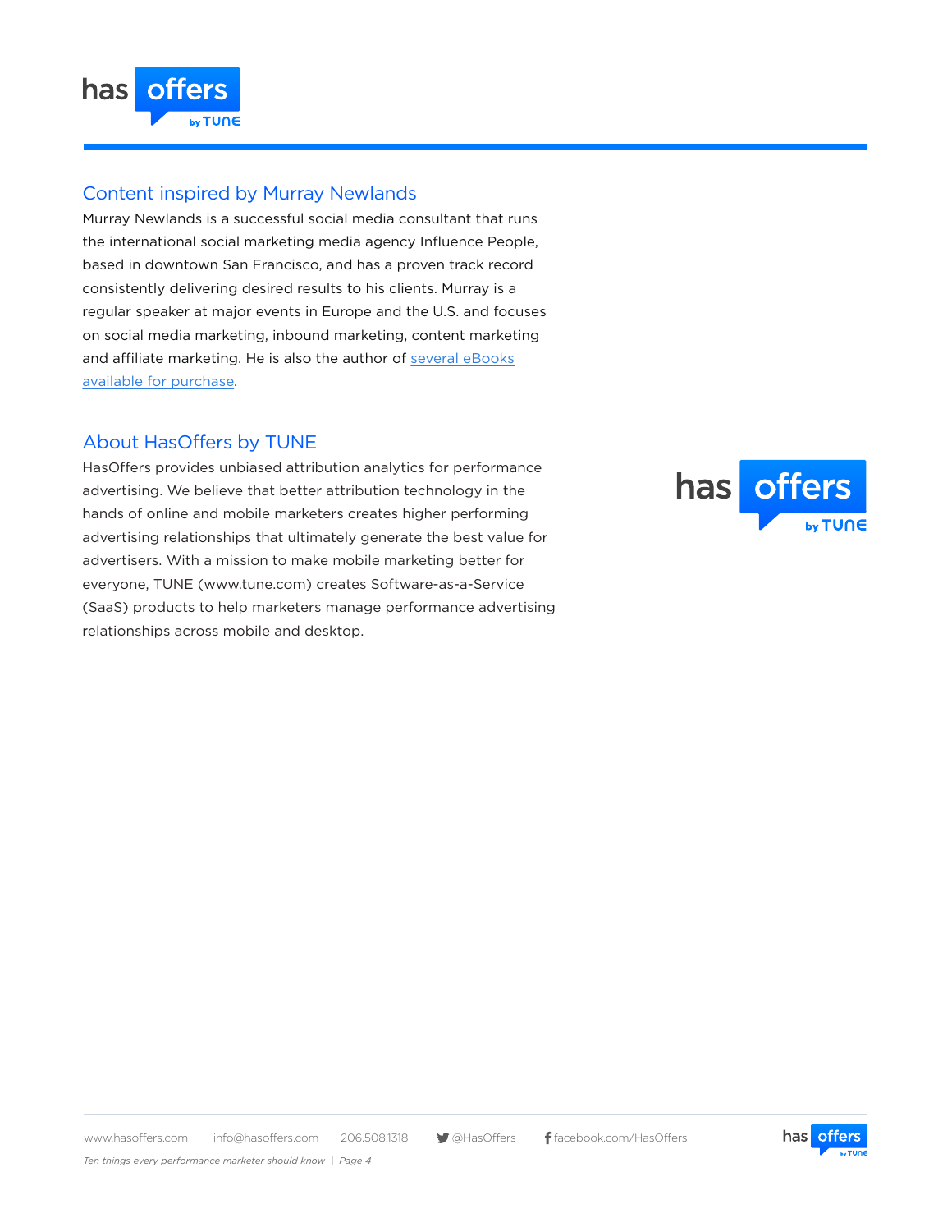## Content inspired by Murray Newlands

Murray Newlands is a successful social media consultant that runs the international social marketing media agency Influence People, based in downtown San Francisco, and has a proven track record consistently delivering desired results to his clients. Murray is a regular speaker at major events in Europe and the U.S. and focuses on social media marketing, inbound marketing, content marketing and affiliate marketing. He is also the author of several eBooks available for purchase.

## About HasOffers by TUNE

HasOffers provides unbiased attribution analytics for performance advertising. We believe that better attribution technology in the hands of online and mobile marketers creates higher performing advertising relationships that ultimately generate the best value for advertisers. With a mission to make mobile marketing better for everyone, TUNE (www.tune.com) creates Software-as-a-Service (SaaS) products to help marketers manage performance advertising relationships across mobile and desktop.